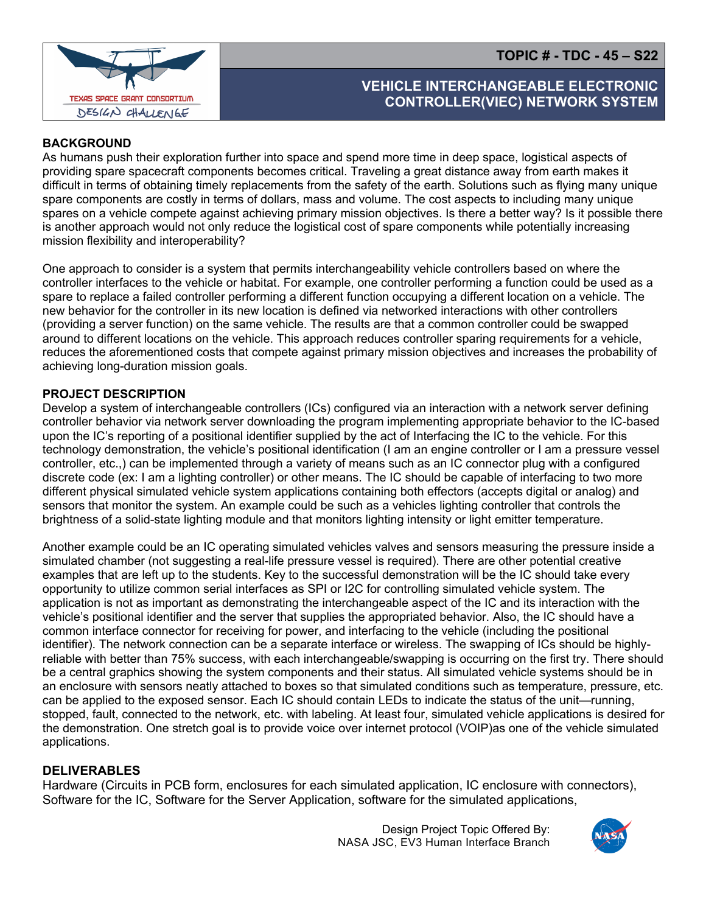TEXAS SPACE GRANT CONSORTIUM DESIGN CHALLENGE

**TOPIC # - TDC - 45 – S22**

# VEHICLE INTERCHANGEABLE ELECTRONIC CONTROLLER(VIEC) NETWORK SYSTEM

## BACKGROUND

As humans push their exploration further into space and spend more time in deep space, logistical aspects of providing spare spacecraft components becomes critical. Traveling a great distance away from earth makes it difficult in terms of obtaining timely replacements from the safety of the earth. Solutions such as flying many unique spare components are costly in terms of dollars, mass and volume. The cost aspects to including many unique spares on a vehicle compete against achieving primary mission objectives. Is there a better way? Is it possible there is another approach would not only reduce the logistical cost of spare components while potentially increasing mission flexibility and interoperability?

One approach to consider is a system that permits interchangeability vehicle controllers based on where the controller interfaces to the vehicle or habitat. For example, one controller performing a function could be used as a spare to replace a failed controller performing a different function occupying a different location on a vehicle. The new behavior for the controller in its new location is defined via networked interactions with other controllers (providing a server function) on the same vehicle. The results are that a common controller could be swapped around to different locations on the vehicle. This approach reduces controller sparing requirements for a vehicle, reduces the aforementioned costs that compete against primary mission objectives and increases the probability of achieving long-duration mission goals.

## PROJECT DESCRIPTION

Develop a system of interchangeable controllers (ICs) configured via an interaction with a network server defining controller behavior via network server downloading the program implementing appropriate behavior to the IC-based upon the IC's reporting of a positional identifier supplied by the act of Interfacing the IC to the vehicle. For this technology demonstration, the vehicle's positional identification (I am an engine controller or I am a pressure vessel controller, etc.,) can be implemented through a variety of means such as an IC connector plug with a configured discrete code (ex: I am a lighting controller) or other means. The IC should be capable of interfacing to two more different physical simulated vehicle system applications containing both effectors (accepts digital or analog) and sensors that monitor the system. An example could be such as a vehicles lighting controller that controls the brightness of a solid-state lighting module and that monitors lighting intensity or light emitter temperature.

Another example could be an IC operating simulated vehicles valves and sensors measuring the pressure inside a simulated chamber (not suggesting a real-life pressure vessel is required). There are other potential creative examples that are left up to the students. Key to the successful demonstration will be the IC should take every opportunity to utilize common serial interfaces as SPI or I2C for controlling simulated vehicle system. The application is not as important as demonstrating the interchangeable aspect of the IC and its interaction with the vehicle's positional identifier and the server that supplies the appropriated behavior. Also, the IC should have a common interface connector for receiving for power, and interfacing to the vehicle (including the positional identifier). The network connection can be a separate interface or wireless. The swapping of ICs should be highly-reliable with better than 75% success, with each interchangeable/swapping is occurring on the first try. There should be a central graphics showing the system components and their status. All simulated vehicle systems should be in an enclosure with sensors neatly attached to boxes so that simulated conditions such as temperature, pressure, etc. can be applied to the exposed sensor. Each IC should contain LEDs to indicate the status of the unit—running, stopped, fault, connected to the network, etc. with labeling. At least four, simulated vehicle applications is desired for the demonstration. One stretch goal is to provide voice over internet protocol (VOIP)as one of the vehicle simulated applications.

## DELIVERABLES

Hardware (Circuits in PCB form, enclosures for each simulated application, IC enclosure with connectors), Software for the IC, Software for the Server Application, software for the simulated applications,

Design Project Topic Offered By:
NASA JSC, EV3 Human Interface Branch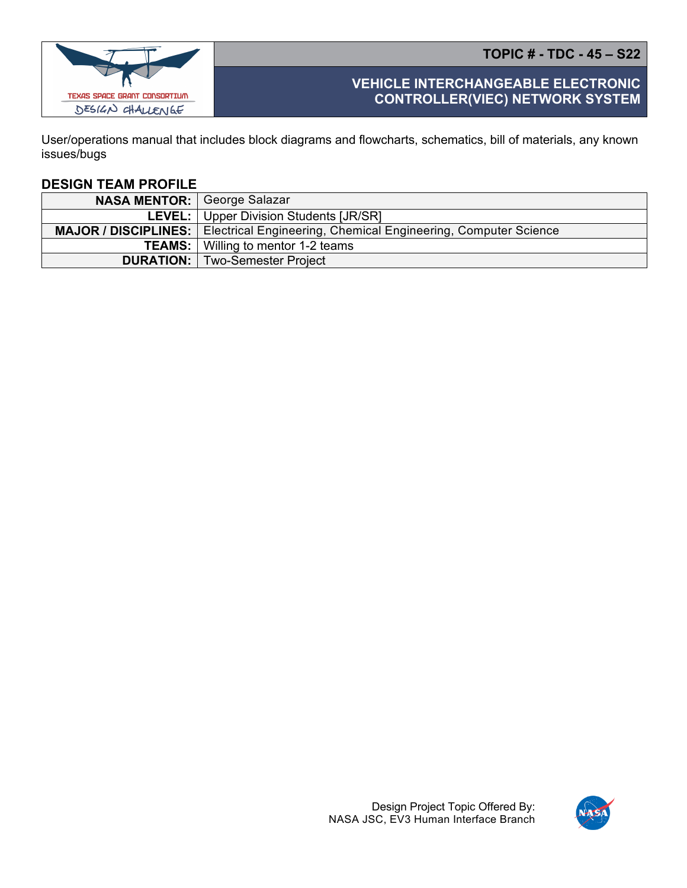User/operations manual that includes block diagrams and flowcharts, schematics, bill of materials, any known issues/bugs

## DESIGN TEAM PROFILE

| | |
|---|---|
| **NASA MENTOR:** | George Salazar |
| **LEVEL:** | Upper Division Students [JR/SR] |
| **MAJOR / DISCIPLINES:** | Electrical Engineering, Chemical Engineering, Computer Science |
| **TEAMS:** | Willing to mentor 1-2 teams |
| **DURATION:** | Two-Semester Project |

Design Project Topic Offered By:
NASA JSC, EV3 Human Interface Branch